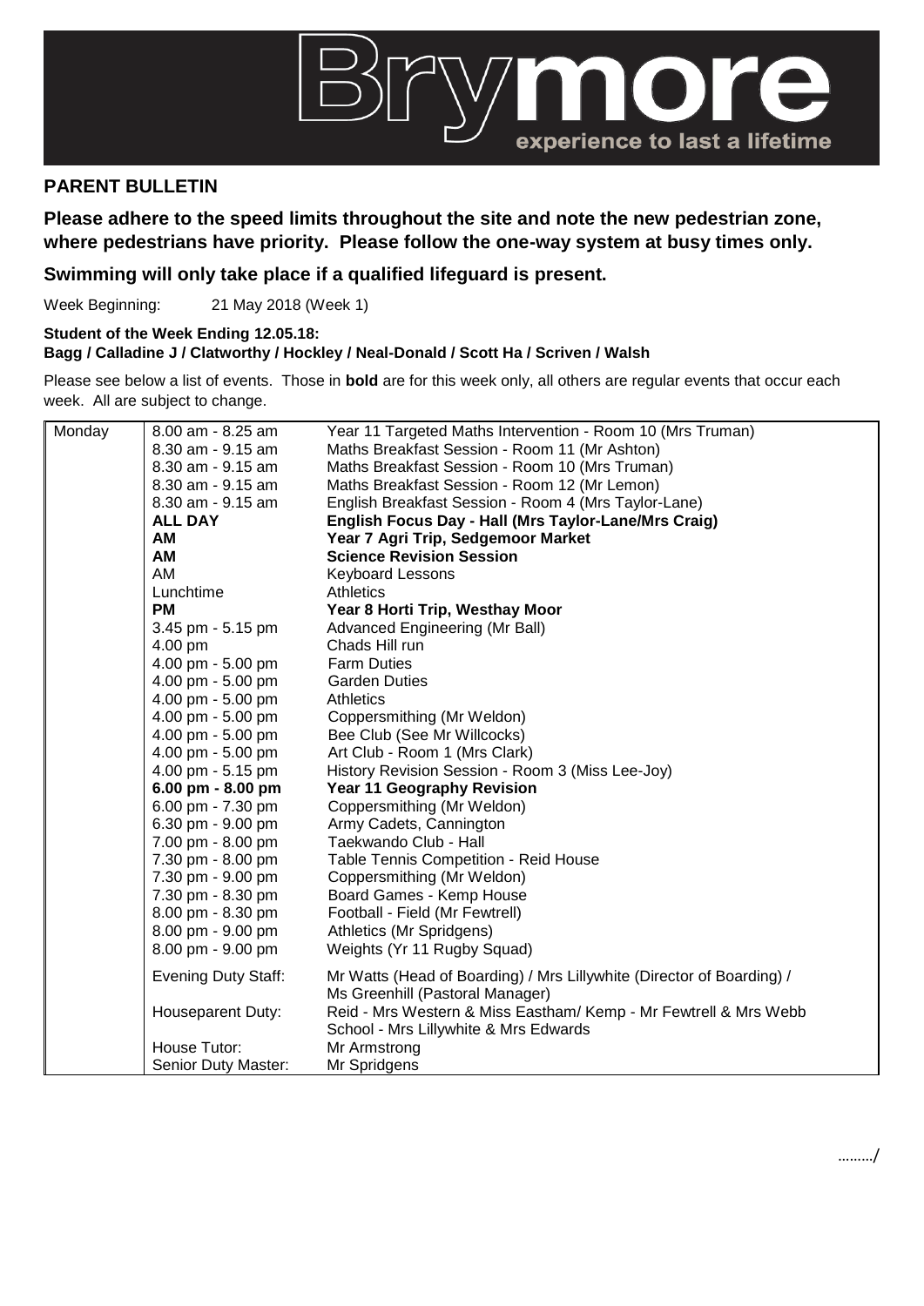Brymore — experience to last a lifetime

## PARENT BULLETIN

**Please adhere to the speed limits throughout the site and note the new pedestrian zone, where pedestrians have priority. Please follow the one-way system at busy times only.**

**Swimming will only take place if a qualified lifeguard is present.**

Week Beginning: 21 May 2018 (Week 1)

**Student of the Week Ending 12.05.18:**
**Bagg / Calladine J / Clatworthy / Hockley / Neal-Donald / Scott Ha / Scriven / Walsh**

Please see below a list of events. Those in **bold** are for this week only, all others are regular events that occur each week. All are subject to change.

| Day | Time | Event |
|---|---|---|
| Monday | 8.00 am - 8.25 am | Year 11 Targeted Maths Intervention - Room 10 (Mrs Truman) |
| | 8.30 am - 9.15 am | Maths Breakfast Session - Room 11 (Mr Ashton) |
| | 8.30 am - 9.15 am | Maths Breakfast Session - Room 10 (Mrs Truman) |
| | 8.30 am - 9.15 am | Maths Breakfast Session - Room 12 (Mr Lemon) |
| | 8.30 am - 9.15 am | English Breakfast Session - Room 4 (Mrs Taylor-Lane) |
| | **ALL DAY** | **English Focus Day - Hall (Mrs Taylor-Lane/Mrs Craig)** |
| | **AM** | **Year 7 Agri Trip, Sedgemoor Market** |
| | **AM** | **Science Revision Session** |
| | AM | Keyboard Lessons |
| | Lunchtime | Athletics |
| | **PM** | **Year 8 Horti Trip, Westhay Moor** |
| | 3.45 pm - 5.15 pm | Advanced Engineering (Mr Ball) |
| | 4.00 pm | Chads Hill run |
| | 4.00 pm - 5.00 pm | Farm Duties |
| | 4.00 pm - 5.00 pm | Garden Duties |
| | 4.00 pm - 5.00 pm | Athletics |
| | 4.00 pm - 5.00 pm | Coppersmithing (Mr Weldon) |
| | 4.00 pm - 5.00 pm | Bee Club (See Mr Willcocks) |
| | 4.00 pm - 5.00 pm | Art Club - Room 1 (Mrs Clark) |
| | 4.00 pm - 5.15 pm | History Revision Session - Room 3 (Miss Lee-Joy) |
| | **6.00 pm - 8.00 pm** | **Year 11 Geography Revision** |
| | 6.00 pm - 7.30 pm | Coppersmithing (Mr Weldon) |
| | 6.30 pm - 9.00 pm | Army Cadets, Cannington |
| | 7.00 pm - 8.00 pm | Taekwando Club - Hall |
| | 7.30 pm - 8.00 pm | Table Tennis Competition - Reid House |
| | 7.30 pm - 9.00 pm | Coppersmithing (Mr Weldon) |
| | 7.30 pm - 8.30 pm | Board Games - Kemp House |
| | 8.00 pm - 8.30 pm | Football - Field (Mr Fewtrell) |
| | 8.00 pm - 9.00 pm | Athletics (Mr Spridgens) |
| | 8.00 pm - 9.00 pm | Weights (Yr 11 Rugby Squad) |
| | Evening Duty Staff: | Mr Watts (Head of Boarding) / Mrs Lillywhite (Director of Boarding) / Ms Greenhill (Pastoral Manager) |
| | Houseparent Duty: | Reid - Mrs Western & Miss Eastham/ Kemp - Mr Fewtrell & Mrs Webb School - Mrs Lillywhite & Mrs Edwards |
| | House Tutor: | Mr Armstrong |
| | Senior Duty Master: | Mr Spridgens |

………/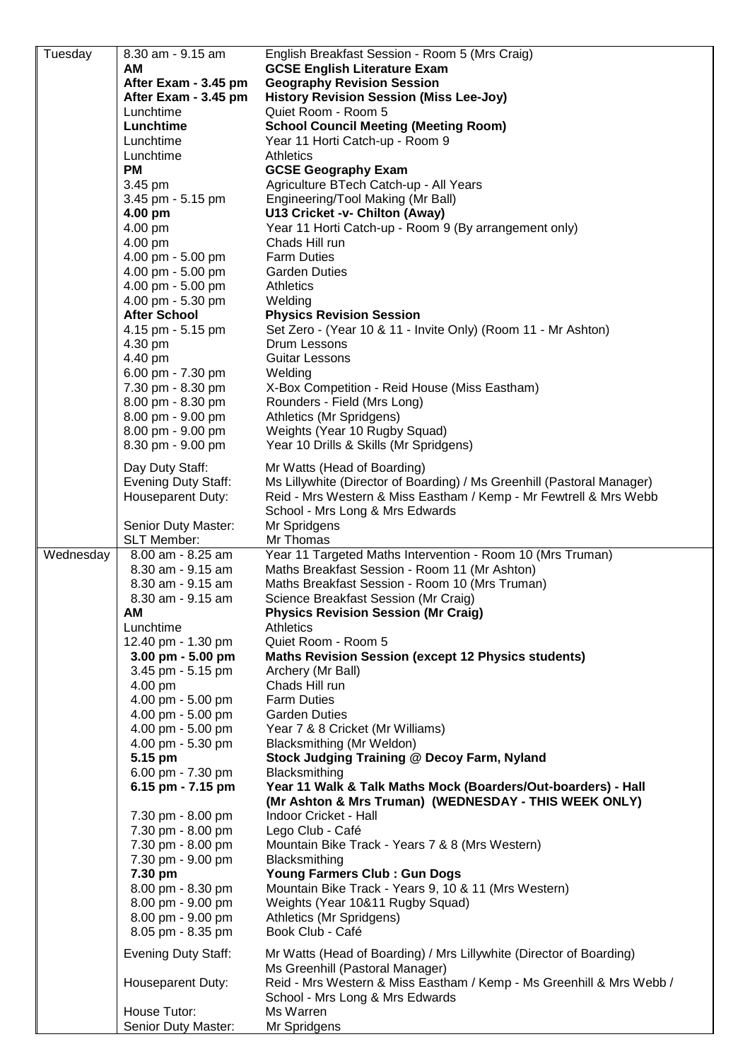| Day | Time | Activity |
|---|---|---|
| Tuesday | 8.30 am - 9.15 am | English Breakfast Session - Room 5 (Mrs Craig) |
| | **AM** | **GCSE English Literature Exam** |
| | **After Exam - 3.45 pm** | **Geography Revision Session** |
| | **After Exam - 3.45 pm** | **History Revision Session (Miss Lee-Joy)** |
| | Lunchtime | Quiet Room - Room 5 |
| | **Lunchtime** | **School Council Meeting (Meeting Room)** |
| | Lunchtime | Year 11 Horti Catch-up - Room 9 |
| | Lunchtime | Athletics |
| | **PM** | **GCSE Geography Exam** |
| | 3.45 pm | Agriculture BTech Catch-up - All Years |
| | 3.45 pm - 5.15 pm | Engineering/Tool Making (Mr Ball) |
| | **4.00 pm** | **U13 Cricket -v- Chilton (Away)** |
| | 4.00 pm | Year 11 Horti Catch-up - Room 9 (By arrangement only) |
| | 4.00 pm | Chads Hill run |
| | 4.00 pm - 5.00 pm | Farm Duties |
| | 4.00 pm - 5.00 pm | Garden Duties |
| | 4.00 pm - 5.00 pm | Athletics |
| | 4.00 pm - 5.30 pm | Welding |
| | **After School** | **Physics Revision Session** |
| | 4.15 pm - 5.15 pm | Set Zero - (Year 10 & 11 - Invite Only) (Room 11 - Mr Ashton) |
| | 4.30 pm | Drum Lessons |
| | 4.40 pm | Guitar Lessons |
| | 6.00 pm - 7.30 pm | Welding |
| | 7.30 pm - 8.30 pm | X-Box Competition - Reid House (Miss Eastham) |
| | 8.00 pm - 8.30 pm | Rounders - Field (Mrs Long) |
| | 8.00 pm - 9.00 pm | Athletics (Mr Spridgens) |
| | 8.00 pm - 9.00 pm | Weights (Year 10 Rugby Squad) |
| | 8.30 pm - 9.00 pm | Year 10 Drills & Skills (Mr Spridgens) |
| | Day Duty Staff: | Mr Watts (Head of Boarding) |
| | Evening Duty Staff: | Ms Lillywhite (Director of Boarding) / Ms Greenhill (Pastoral Manager) |
| | Houseparent Duty: | Reid - Mrs Western & Miss Eastham / Kemp - Mr Fewtrell & Mrs Webb<br>School - Mrs Long & Mrs Edwards |
| | Senior Duty Master: | Mr Spridgens |
| | SLT Member: | Mr Thomas |
| Wednesday | 8.00 am - 8.25 am | Year 11 Targeted Maths Intervention - Room 10 (Mrs Truman) |
| | 8.30 am - 9.15 am | Maths Breakfast Session - Room 11 (Mr Ashton) |
| | 8.30 am - 9.15 am | Maths Breakfast Session - Room 10 (Mrs Truman) |
| | 8.30 am - 9.15 am | Science Breakfast Session (Mr Craig) |
| | **AM** | **Physics Revision Session (Mr Craig)** |
| | Lunchtime | Athletics |
| | 12.40 pm - 1.30 pm | Quiet Room - Room 5 |
| | **3.00 pm - 5.00 pm** | **Maths Revision Session (except 12 Physics students)** |
| | 3.45 pm - 5.15 pm | Archery (Mr Ball) |
| | 4.00 pm | Chads Hill run |
| | 4.00 pm - 5.00 pm | Farm Duties |
| | 4.00 pm - 5.00 pm | Garden Duties |
| | 4.00 pm - 5.00 pm | Year 7 & 8 Cricket (Mr Williams) |
| | 4.00 pm - 5.30 pm | Blacksmithing (Mr Weldon) |
| | **5.15 pm** | **Stock Judging Training @ Decoy Farm, Nyland** |
| | 6.00 pm - 7.30 pm | Blacksmithing |
| | **6.15 pm - 7.15 pm** | **Year 11 Walk & Talk Maths Mock (Boarders/Out-boarders) - Hall (Mr Ashton & Mrs Truman) (WEDNESDAY - THIS WEEK ONLY)** |
| | 7.30 pm - 8.00 pm | Indoor Cricket - Hall |
| | 7.30 pm - 8.00 pm | Lego Club - Café |
| | 7.30 pm - 8.00 pm | Mountain Bike Track - Years 7 & 8 (Mrs Western) |
| | 7.30 pm - 9.00 pm | Blacksmithing |
| | **7.30 pm** | **Young Farmers Club : Gun Dogs** |
| | 8.00 pm - 8.30 pm | Mountain Bike Track - Years 9, 10 & 11 (Mrs Western) |
| | 8.00 pm - 9.00 pm | Weights (Year 10&11 Rugby Squad) |
| | 8.00 pm - 9.00 pm | Athletics (Mr Spridgens) |
| | 8.05 pm - 8.35 pm | Book Club - Café |
| | Evening Duty Staff: | Mr Watts (Head of Boarding) / Mrs Lillywhite (Director of Boarding)<br>Ms Greenhill (Pastoral Manager) |
| | Houseparent Duty: | Reid - Mrs Western & Miss Eastham / Kemp - Ms Greenhill & Mrs Webb /<br>School - Mrs Long & Mrs Edwards |
| | House Tutor: | Ms Warren |
| | Senior Duty Master: | Mr Spridgens |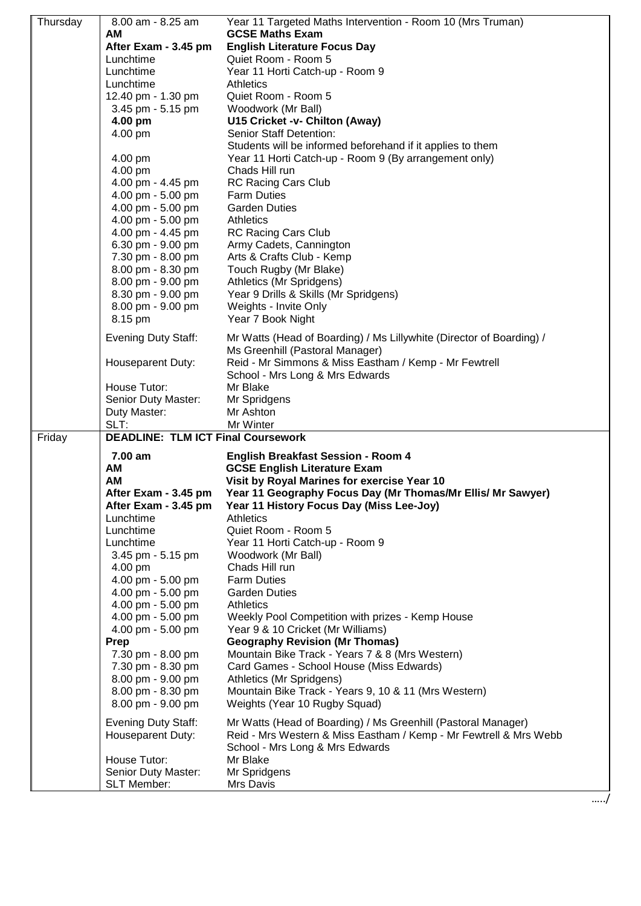| | | |
|---|---|---|
| Thursday | 8.00 am - 8.25 am | Year 11 Targeted Maths Intervention - Room 10 (Mrs Truman) |
| | **AM** | **GCSE Maths Exam** |
| | **After Exam - 3.45 pm** | **English Literature Focus Day** |
| | Lunchtime | Quiet Room - Room 5 |
| | Lunchtime | Year 11 Horti Catch-up - Room 9 |
| | Lunchtime | Athletics |
| | 12.40 pm - 1.30 pm | Quiet Room - Room 5 |
| | 3.45 pm - 5.15 pm | Woodwork (Mr Ball) |
| | **4.00 pm** | **U15 Cricket -v- Chilton (Away)** |
| | 4.00 pm | Senior Staff Detention: Students will be informed beforehand if it applies to them |
| | 4.00 pm | Year 11 Horti Catch-up - Room 9 (By arrangement only) |
| | 4.00 pm | Chads Hill run |
| | 4.00 pm - 4.45 pm | RC Racing Cars Club |
| | 4.00 pm - 5.00 pm | Farm Duties |
| | 4.00 pm - 5.00 pm | Garden Duties |
| | 4.00 pm - 5.00 pm | Athletics |
| | 4.00 pm - 4.45 pm | RC Racing Cars Club |
| | 6.30 pm - 9.00 pm | Army Cadets, Cannington |
| | 7.30 pm - 8.00 pm | Arts & Crafts Club - Kemp |
| | 8.00 pm - 8.30 pm | Touch Rugby (Mr Blake) |
| | 8.00 pm - 9.00 pm | Athletics (Mr Spridgens) |
| | 8.30 pm - 9.00 pm | Year 9 Drills & Skills (Mr Spridgens) |
| | 8.00 pm - 9.00 pm | Weights - Invite Only |
| | 8.15 pm | Year 7 Book Night |
| | Evening Duty Staff: | Mr Watts (Head of Boarding) / Ms Lillywhite (Director of Boarding) / Ms Greenhill (Pastoral Manager) |
| | Houseparent Duty: | Reid - Mr Simmons & Miss Eastham / Kemp - Mr Fewtrell School - Mrs Long & Mrs Edwards |
| | House Tutor: | Mr Blake |
| | Senior Duty Master: | Mr Spridgens |
| | Duty Master: | Mr Ashton |
| | SLT: | Mr Winter |
| Friday | **DEADLINE: TLM ICT Final Coursework** | |
| | **7.00 am** | **English Breakfast Session - Room 4** |
| | **AM** | **GCSE English Literature Exam** |
| | **AM** | **Visit by Royal Marines for exercise Year 10** |
| | **After Exam - 3.45 pm** | **Year 11 Geography Focus Day (Mr Thomas/Mr Ellis/ Mr Sawyer)** |
| | **After Exam - 3.45 pm** | **Year 11 History Focus Day (Miss Lee-Joy)** |
| | Lunchtime | Athletics |
| | Lunchtime | Quiet Room - Room 5 |
| | Lunchtime | Year 11 Horti Catch-up - Room 9 |
| | 3.45 pm - 5.15 pm | Woodwork (Mr Ball) |
| | 4.00 pm | Chads Hill run |
| | 4.00 pm - 5.00 pm | Farm Duties |
| | 4.00 pm - 5.00 pm | Garden Duties |
| | 4.00 pm - 5.00 pm | Athletics |
| | 4.00 pm - 5.00 pm | Weekly Pool Competition with prizes - Kemp House |
| | 4.00 pm - 5.00 pm | Year 9 & 10 Cricket (Mr Williams) |
| | **Prep** | **Geography Revision (Mr Thomas)** |
| | 7.30 pm - 8.00 pm | Mountain Bike Track - Years 7 & 8 (Mrs Western) |
| | 7.30 pm - 8.30 pm | Card Games - School House (Miss Edwards) |
| | 8.00 pm - 9.00 pm | Athletics (Mr Spridgens) |
| | 8.00 pm - 8.30 pm | Mountain Bike Track - Years 9, 10 & 11 (Mrs Western) |
| | 8.00 pm - 9.00 pm | Weights (Year 10 Rugby Squad) |
| | Evening Duty Staff: | Mr Watts (Head of Boarding) / Ms Greenhill (Pastoral Manager) |
| | Houseparent Duty: | Reid - Mrs Western & Miss Eastham / Kemp - Mr Fewtrell & Mrs Webb School - Mrs Long & Mrs Edwards |
| | House Tutor: | Mr Blake |
| | Senior Duty Master: | Mr Spridgens |
| | SLT Member: | Mrs Davis |

...../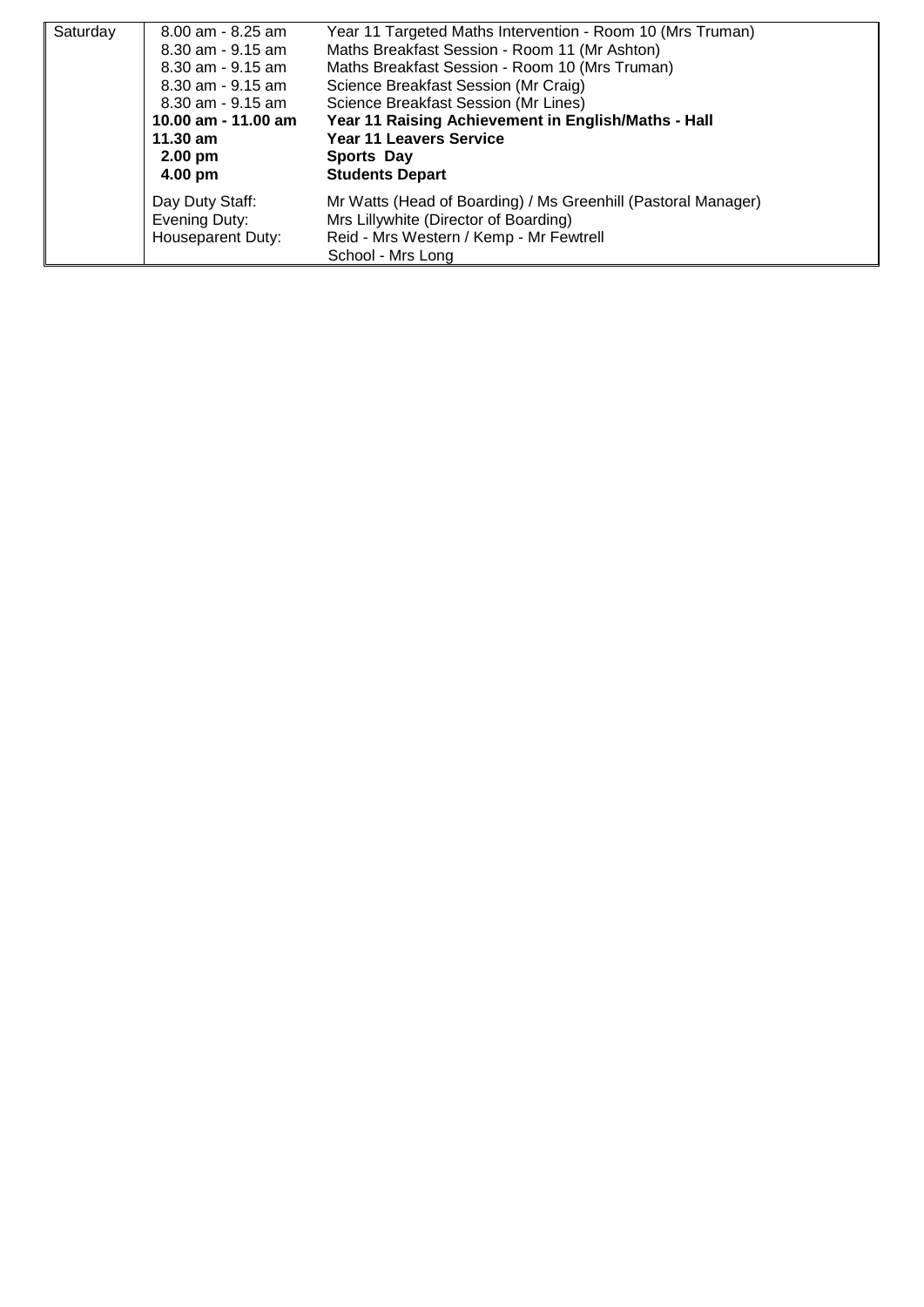| | | |
|---|---|---|
| Saturday | 8.00 am - 8.25 am | Year 11 Targeted Maths Intervention - Room 10 (Mrs Truman) |
| | 8.30 am - 9.15 am | Maths Breakfast Session - Room 11 (Mr Ashton) |
| | 8.30 am - 9.15 am | Maths Breakfast Session - Room 10 (Mrs Truman) |
| | 8.30 am - 9.15 am | Science Breakfast Session (Mr Craig) |
| | 8.30 am - 9.15 am | Science Breakfast Session (Mr Lines) |
| | **10.00 am - 11.00 am** | **Year 11 Raising Achievement in English/Maths - Hall** |
| | **11.30 am** | **Year 11 Leavers Service** |
| | **2.00 pm** | **Sports Day** |
| | **4.00 pm** | **Students Depart** |
| | Day Duty Staff: | Mr Watts (Head of Boarding) / Ms Greenhill (Pastoral Manager) |
| | Evening Duty: | Mrs Lillywhite (Director of Boarding) |
| | Houseparent Duty: | Reid - Mrs Western / Kemp - Mr Fewtrell |
| | | School - Mrs Long |